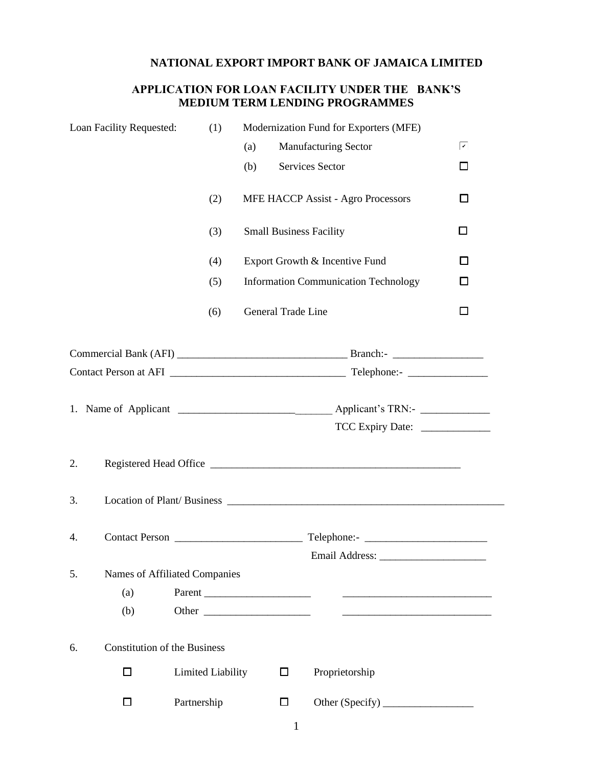# NATIONAL EXPORT IMPORT BANK OF JAMAICA LIMITED

## APPLICATION FOR LOAN FACILITY UNDER THE BANK'S MEDIUM TERM LENDING PROGRAMMES

Loan Facility Requested:

(1) Modernization Fund for Exporters (MFE)

- (a) Manufacturing Sector ☑
- (b) Services Sector ☐

(2) MFE HACCP Assist - Agro Processors ☐

(3) Small Business Facility ☐

(4) Export Growth & Incentive Fund ☐

(5) Information Communication Technology ☐

(6) General Trade Line ☐

Commercial Bank (AFI) ______________________________ Branch:- ________________

Contact Person at AFI ________________________________ Telephone:- ______________

1. Name of Applicant _____________________________ Applicant's TRN:- _____________

   TCC Expiry Date: _____________

2. Registered Head Office ______________________________________________

3. Location of Plant/ Business ____________________________________________________

4. Contact Person _______________________ Telephone:- ______________________

   Email Address: ___________________

5. Names of Affiliated Companies
   - (a) Parent ____________________ ___________________________
   - (b) Other ____________________ ___________________________

6. Constitution of the Business

   ☐ Limited Liability ☐ Proprietorship

   ☐ Partnership ☐ Other (Specify) ________________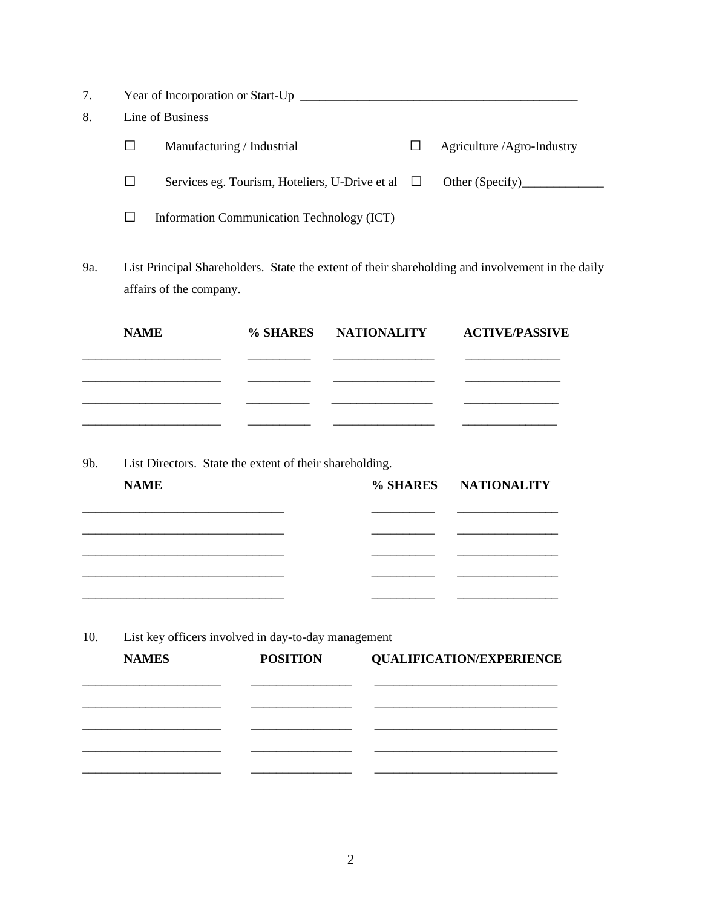7. Year of Incorporation or Start-Up ____________________________________________

8. Line of Business

   ☐ Manufacturing / Industrial  ☐ Agriculture /Agro-Industry

   ☐ Services eg. Tourism, Hoteliers, U-Drive et al  ☐ Other (Specify)_____________

   ☐ Information Communication Technology (ICT)

9a. List Principal Shareholders. State the extent of their shareholding and involvement in the daily affairs of the company.

| NAME | % SHARES | NATIONALITY | ACTIVE/PASSIVE |
|---|---|---|---|
| | | | |
| | | | |
| | | | |
| | | | |

9b. List Directors. State the extent of their shareholding.

| NAME | % SHARES | NATIONALITY |
|---|---|---|
| | | |
| | | |
| | | |
| | | |
| | | |

10. List key officers involved in day-to-day management

| NAMES | POSITION | QUALIFICATION/EXPERIENCE |
|---|---|---|
| | | |
| | | |
| | | |
| | | |
| | | |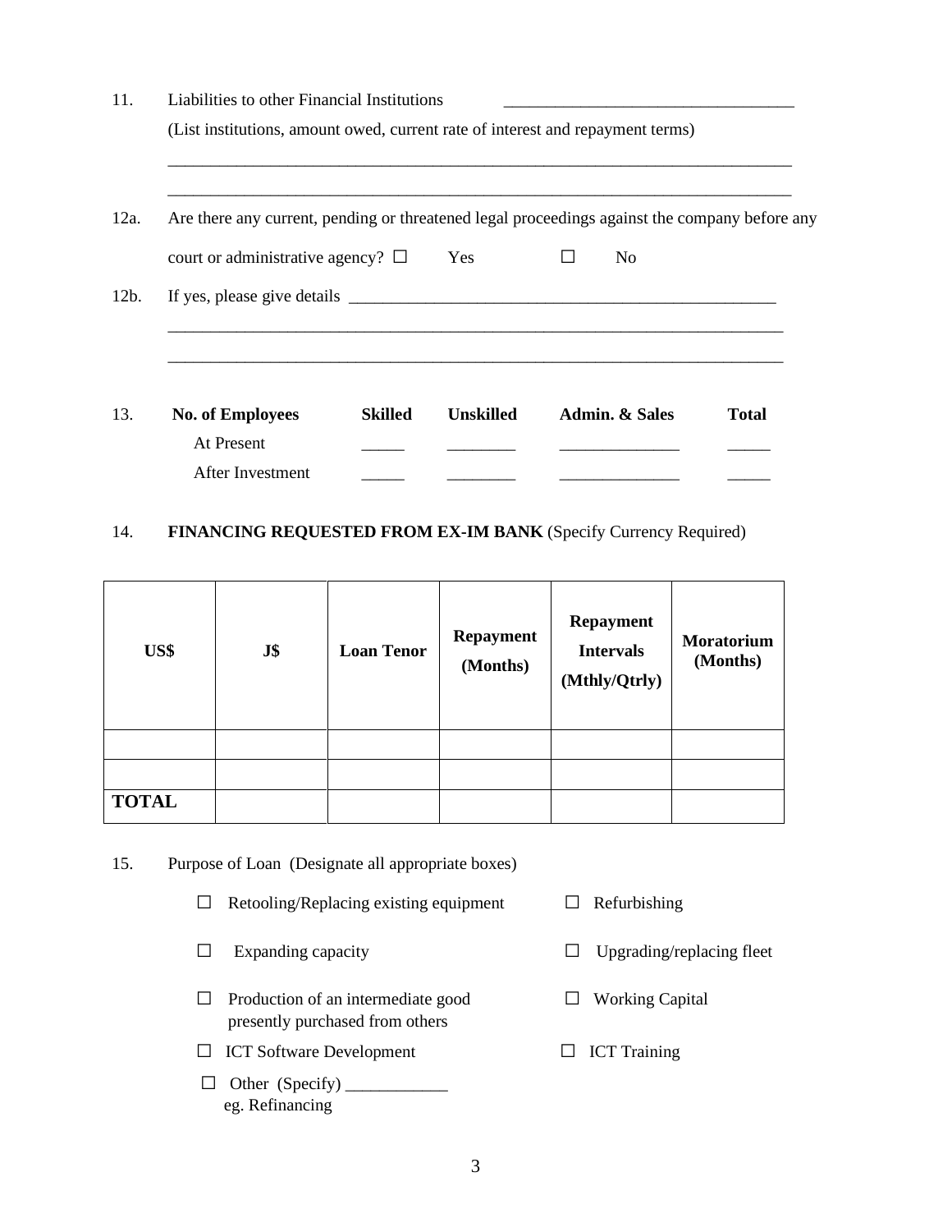11. Liabilities to other Financial Institutions ___________________________________

 (List institutions, amount owed, current rate of interest and repayment terms)

 ___________________________________________________________________________

 ___________________________________________________________________________

12a. Are there any current, pending or threatened legal proceedings against the company before any court or administrative agency? ☐ Yes ☐ No

12b. If yes, please give details ____________________________________________________

 ___________________________________________________________________________

 ___________________________________________________________________________

13.

| **No. of Employees** | **Skilled** | **Unskilled** | **Admin. & Sales** | **Total** |
|---|---|---|---|---|
| At Present | _____ | ________ | ______________ | _____ |
| After Investment | _____ | ________ | ______________ | _____ |

14. **FINANCING REQUESTED FROM EX-IM BANK** (Specify Currency Required)

| **US$** | **J$** | **Loan Tenor** | **Repayment (Months)** | **Repayment Intervals (Mthly/Qtrly)** | **Moratorium (Months)** |
|---|---|---|---|---|---|
| | | | | | |
| | | | | | |
| **TOTAL** | | | | | |

15. Purpose of Loan (Designate all appropriate boxes)

- ☐ Retooling/Replacing existing equipment
- ☐ Refurbishing
- ☐ Expanding capacity
- ☐ Upgrading/replacing fleet
- ☐ Production of an intermediate good presently purchased from others
- ☐ Working Capital
- ☐ ICT Software Development
- ☐ ICT Training
- ☐ Other (Specify) ____________
 eg. Refinancing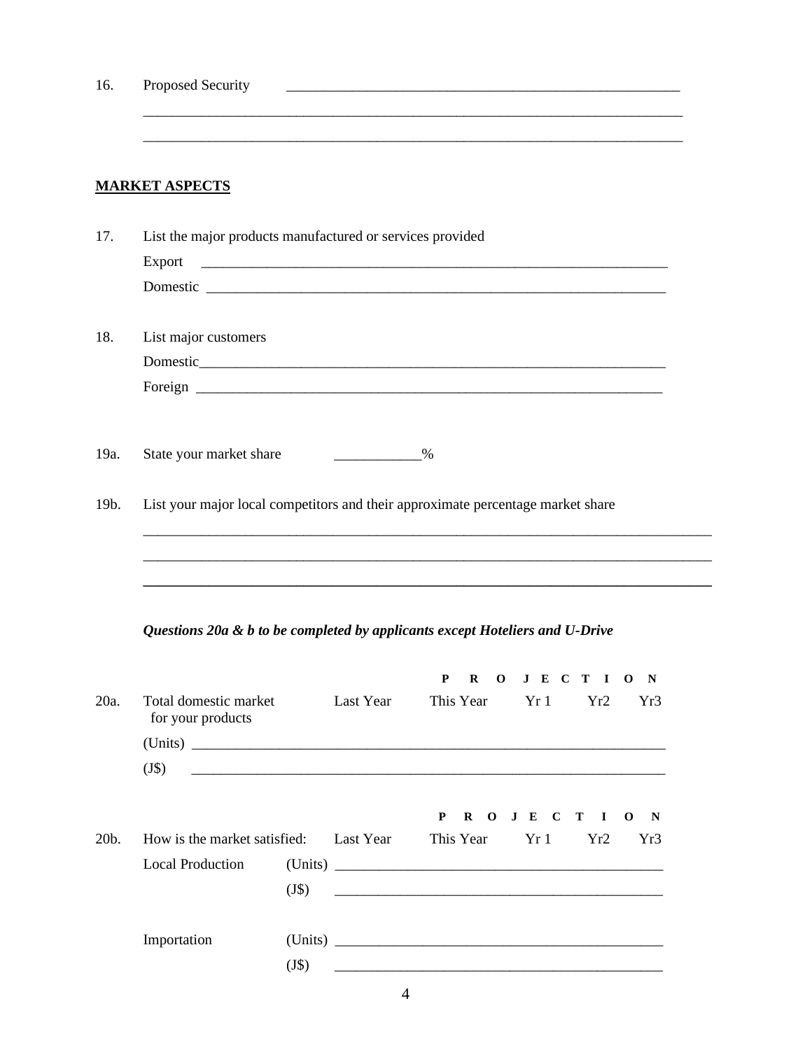16. Proposed Security ________________________________________________________

_____________________________________________________________________________

_____________________________________________________________________________

**MARKET ASPECTS**

17. List the major products manufactured or services provided

Export ____________________________________________________________________

Domestic __________________________________________________________________

18. List major customers

Domestic__________________________________________________________________

Foreign ___________________________________________________________________

19a. State your market share ___________%

19b. List your major local competitors and their approximate percentage market share

_____________________________________________________________________________

_____________________________________________________________________________

_____________________________________________________________________________

***Questions 20a & b to be completed by applicants except Hoteliers and U-Drive***

20a. Total domestic market for your products

| | Last Year | This Year | PROJECTION Yr 1 | Yr2 | Yr3 |
|---|---|---|---|---|---|
| (Units) | | | | | |
| (J$) | | | | | |

20b. How is the market satisfied:

| | | Last Year | This Year | PROJECTION Yr 1 | Yr2 | Yr3 |
|---|---|---|---|---|---|---|
| Local Production | (Units) | | | | | |
| | (J$) | | | | | |
| Importation | (Units) | | | | | |
| | (J$) | | | | | |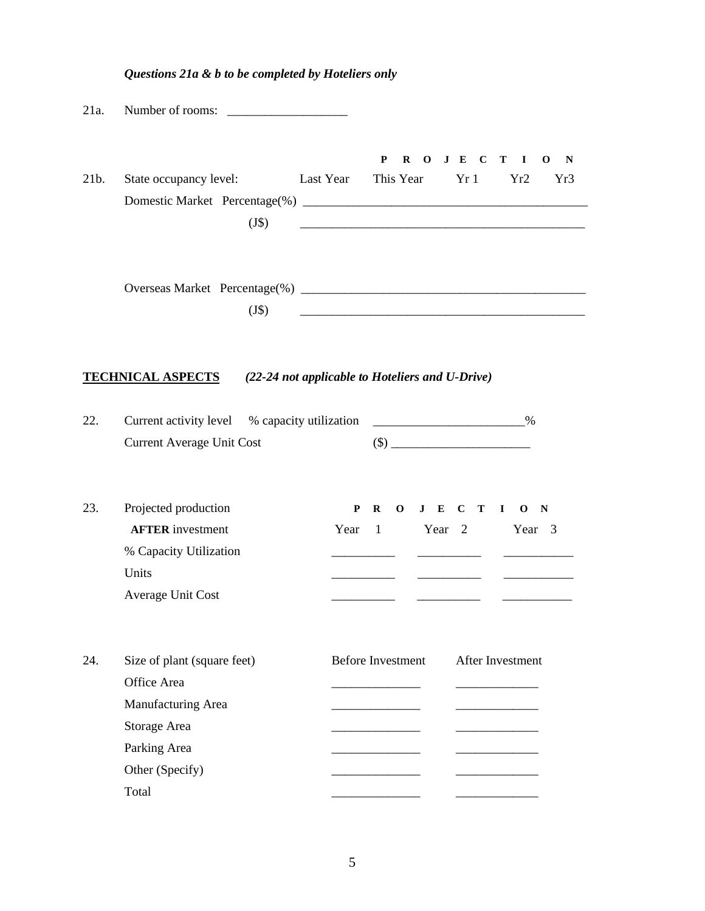***Questions 21a & b to be completed by Hoteliers only***

21a. Number of rooms: ___________________

21b. State occupancy level:

| | | Last Year | This Year | PROJECTION Yr 1 | Yr2 | Yr3 |
|---|---|---|---|---|---|---|
| Domestic Market | Percentage(%) | | | | | |
| | (J$) | | | | | |
| Overseas Market | Percentage(%) | | | | | |
| | (J$) | | | | | |

**TECHNICAL ASPECTS** ***(22-24 not applicable to Hoteliers and U-Drive)***

22. Current activity level % capacity utilization _______________________%

Current Average Unit Cost ($) _____________________

23. Projected production **AFTER** investment

| | PROJECTION Year 1 | Year 2 | Year 3 |
|---|---|---|---|
| % Capacity Utilization | | | |
| Units | | | |
| Average Unit Cost | | | |

24.

| Size of plant (square feet) | Before Investment | After Investment |
|---|---|---|
| Office Area | | |
| Manufacturing Area | | |
| Storage Area | | |
| Parking Area | | |
| Other (Specify) | | |
| Total | | |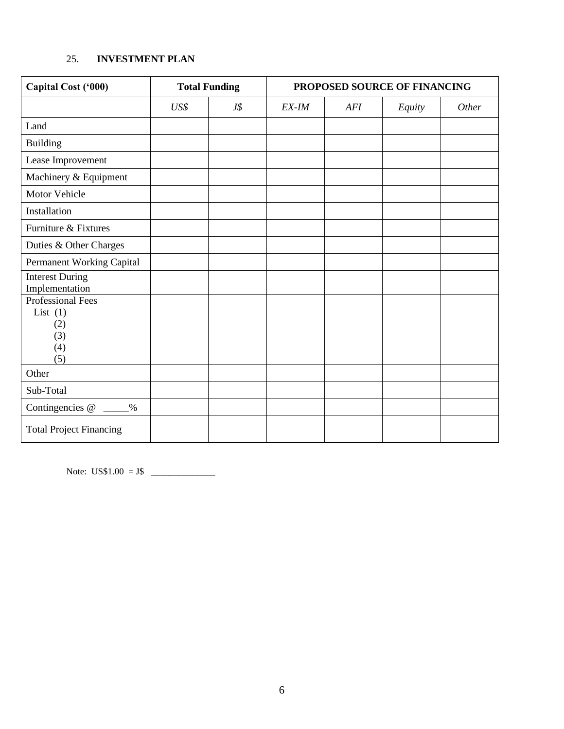25. **INVESTMENT PLAN**

| **Capital Cost ('000)** | **Total Funding** | | **PROPOSED SOURCE OF FINANCING** | | | |
|---|---|---|---|---|---|---|
| | *US$* | *J$* | *EX-IM* | *AFI* | *Equity* | *Other* |
| Land | | | | | | |
| Building | | | | | | |
| Lease Improvement | | | | | | |
| Machinery & Equipment | | | | | | |
| Motor Vehicle | | | | | | |
| Installation | | | | | | |
| Furniture & Fixtures | | | | | | |
| Duties & Other Charges | | | | | | |
| Permanent Working Capital | | | | | | |
| Interest During Implementation | | | | | | |
| Professional Fees<br>List (1)<br>(2)<br>(3)<br>(4)<br>(5) | | | | | | |
| Other | | | | | | |
| Sub-Total | | | | | | |
| Contingencies @ _____% | | | | | | |
| Total Project Financing | | | | | | |

Note: US$1.00 = J$ ______________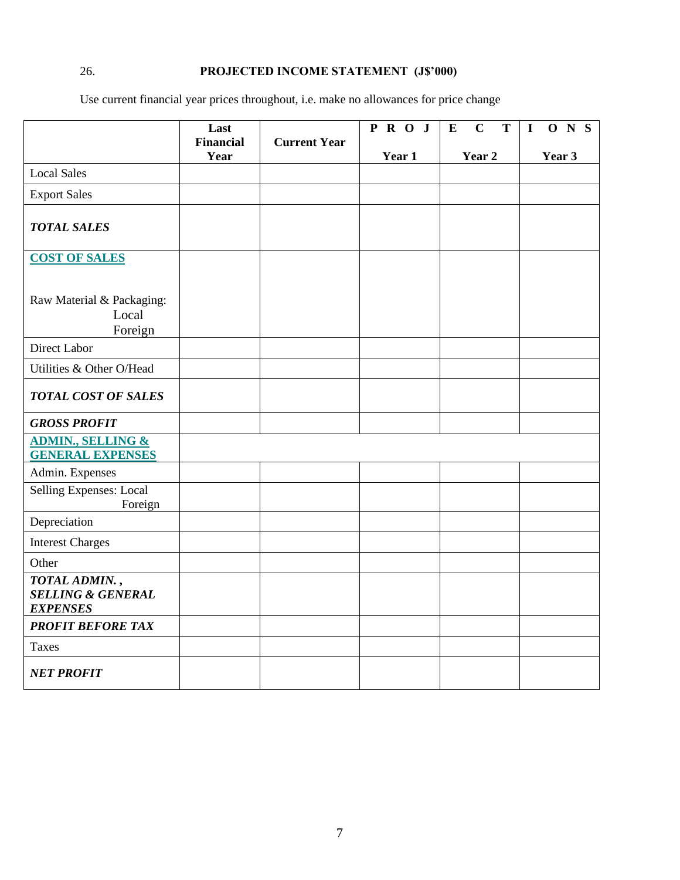26. **PROJECTED INCOME STATEMENT (J$'000)**

Use current financial year prices throughout, i.e. make no allowances for price change

| | Last Financial Year | Current Year | PROJ Year 1 | ECT Year 2 | IONS Year 3 |
|---|---|---|---|---|---|
| Local Sales | | | | | |
| Export Sales | | | | | |
| ***TOTAL SALES*** | | | | | |
| **COST OF SALES** | | | | | |
| Raw Material & Packaging: Local | | | | | |
| Foreign | | | | | |
| Direct Labor | | | | | |
| Utilities & Other O/Head | | | | | |
| ***TOTAL COST OF SALES*** | | | | | |
| ***GROSS PROFIT*** | | | | | |
| **ADMIN., SELLING & GENERAL EXPENSES** | | | | | |
| Admin. Expenses | | | | | |
| Selling Expenses: Local | | | | | |
| Foreign | | | | | |
| Depreciation | | | | | |
| Interest Charges | | | | | |
| Other | | | | | |
| ***TOTAL ADMIN., SELLING & GENERAL EXPENSES*** | | | | | |
| ***PROFIT BEFORE TAX*** | | | | | |
| Taxes | | | | | |
| ***NET PROFIT*** | | | | | |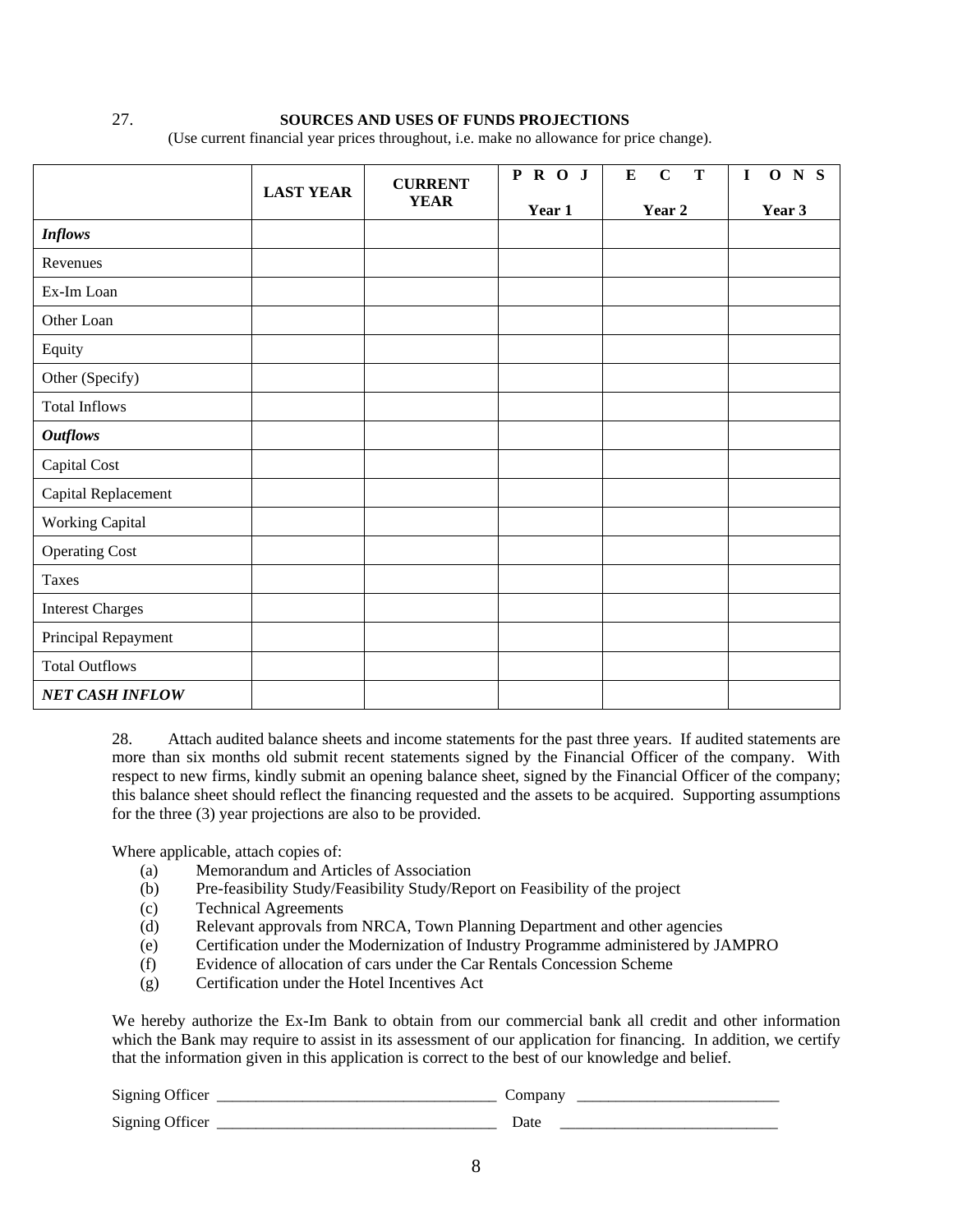27. **SOURCES AND USES OF FUNDS PROJECTIONS**

(Use current financial year prices throughout, i.e. make no allowance for price change).

| | LAST YEAR | CURRENT YEAR | P R O J<br>Year 1 | E C T<br>Year 2 | I O N S<br>Year 3 |
|---|---|---|---|---|---|
| ***Inflows*** | | | | | |
| Revenues | | | | | |
| Ex-Im Loan | | | | | |
| Other Loan | | | | | |
| Equity | | | | | |
| Other (Specify) | | | | | |
| Total Inflows | | | | | |
| ***Outflows*** | | | | | |
| Capital Cost | | | | | |
| Capital Replacement | | | | | |
| Working Capital | | | | | |
| Operating Cost | | | | | |
| Taxes | | | | | |
| Interest Charges | | | | | |
| Principal Repayment | | | | | |
| Total Outflows | | | | | |
| ***NET CASH INFLOW*** | | | | | |

28. Attach audited balance sheets and income statements for the past three years. If audited statements are more than six months old submit recent statements signed by the Financial Officer of the company. With respect to new firms, kindly submit an opening balance sheet, signed by the Financial Officer of the company; this balance sheet should reflect the financing requested and the assets to be acquired. Supporting assumptions for the three (3) year projections are also to be provided.

Where applicable, attach copies of:

(a) Memorandum and Articles of Association
(b) Pre-feasibility Study/Feasibility Study/Report on Feasibility of the project
(c) Technical Agreements
(d) Relevant approvals from NRCA, Town Planning Department and other agencies
(e) Certification under the Modernization of Industry Programme administered by JAMPRO
(f) Evidence of allocation of cars under the Car Rentals Concession Scheme
(g) Certification under the Hotel Incentives Act

We hereby authorize the Ex-Im Bank to obtain from our commercial bank all credit and other information which the Bank may require to assist in its assessment of our application for financing. In addition, we certify that the information given in this application is correct to the best of our knowledge and belief.

Signing Officer ___________________________________ Company __________________________

Signing Officer ___________________________________ Date ____________________________